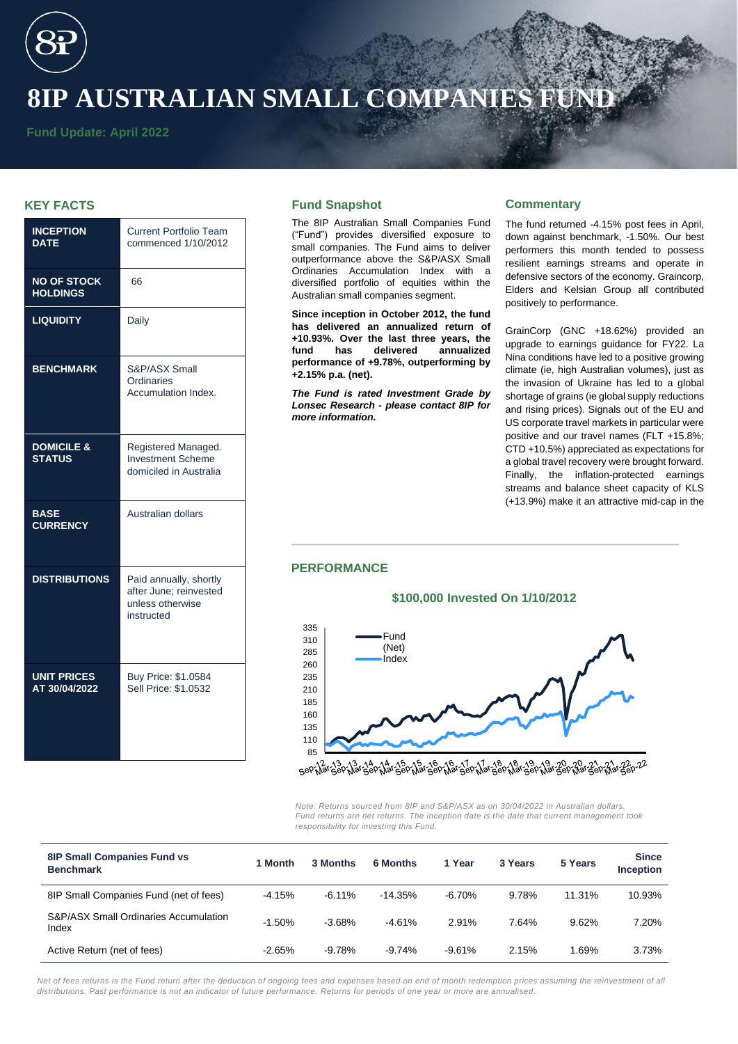# 8IP AUSTRALIAN SMALL COMPANIES FUND

**Fund Update: April 2022**

## KEY FACTS

| | |
|---|---|
| **INCEPTION DATE** | Current Portfolio Team commenced 1/10/2012 |
| **NO OF STOCK HOLDINGS** | 66 |
| **LIQUIDITY** | Daily |
| **BENCHMARK** | S&P/ASX Small Ordinaries Accumulation Index. |
| **DOMICILE & STATUS** | Registered Managed. Investment Scheme domiciled in Australia |
| **BASE CURRENCY** | Australian dollars |
| **DISTRIBUTIONS** | Paid annually, shortly after June; reinvested unless otherwise instructed |
| **UNIT PRICES AT 30/04/2022** | Buy Price: $1.0584 Sell Price: $1.0532 |

## Fund Snapshot

The 8IP Australian Small Companies Fund ("Fund") provides diversified exposure to small companies. The Fund aims to deliver outperformance above the S&P/ASX Small Ordinaries Accumulation Index with a diversified portfolio of equities within the Australian small companies segment.

**Since inception in October 2012, the fund has delivered an annualized return of +10.93%. Over the last three years, the fund has delivered annualized performance of +9.78%, outperforming by +2.15% p.a. (net).**

***The Fund is rated Investment Grade by Lonsec Research - please contact 8IP for more information.***

## Commentary

The fund returned -4.15% post fees in April, down against benchmark, -1.50%. Our best performers this month tended to possess resilient earnings streams and operate in defensive sectors of the economy. Graincorp, Elders and Kelsian Group all contributed positively to performance.

GrainCorp (GNC +18.62%) provided an upgrade to earnings guidance for FY22. La Nina conditions have led to a positive growing climate (ie, high Australian volumes), just as the invasion of Ukraine has led to a global shortage of grains (ie global supply reductions and rising prices). Signals out of the EU and US corporate travel markets in particular were positive and our travel names (FLT +15.8%; CTD +10.5%) appreciated as expectations for a global travel recovery were brought forward. Finally, the inflation-protected earnings streams and balance sheet capacity of KLS (+13.9%) make it an attractive mid-cap in the

## PERFORMANCE

### $100,000 Invested On 1/10/2012

*Note: Returns sourced from 8IP and S&P/ASX as on 30/04/2022 in Australian dollars. Fund returns are net returns. The inception date is the date that current management took responsibility for investing this Fund.*

| 8IP Small Companies Fund vs Benchmark | 1 Month | 3 Months | 6 Months | 1 Year | 3 Years | 5 Years | Since Inception |
|---|---|---|---|---|---|---|---|
| 8IP Small Companies Fund (net of fees) | -4.15% | -6.11% | -14.35% | -6.70% | 9.78% | 11.31% | 10.93% |
| S&P/ASX Small Ordinaries Accumulation Index | -1.50% | -3.68% | -4.61% | 2.91% | 7.64% | 9.62% | 7.20% |
| Active Return (net of fees) | -2.65% | -9.78% | -9.74% | -9.61% | 2.15% | 1.69% | 3.73% |

*Net of fees returns is the Fund return after the deduction of ongoing fees and expenses based on end of month redemption prices assuming the reinvestment of all distributions. Past performance is not an indicator of future performance. Returns for periods of one year or more are annualised.*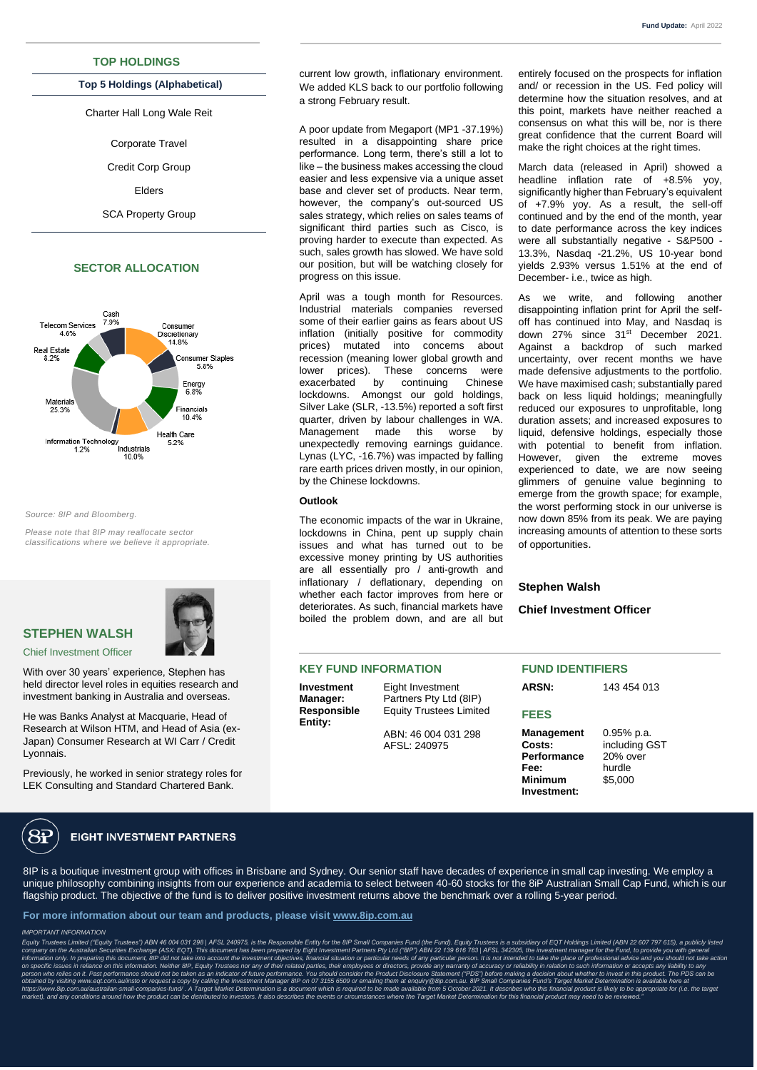## TOP HOLDINGS

**Top 5 Holdings (Alphabetical)**

Charter Hall Long Wale Reit

Corporate Travel

Credit Corp Group

Elders

SCA Property Group

## SECTOR ALLOCATION

Cash 7.9%
Consumer Discretionary 14.8%
Consumer Staples 5.8%
Energy 6.8%
Financials 10.4%
Health Care 5.2%
Industrials 10.0%
Information Technology 1.2%
Materials 25.3%
Real Estate 8.2%
Telecom Services 4.6%

*Source: 8IP and Bloomberg.*

*Please note that 8IP may reallocate sector classifications where we believe it appropriate.*

## STEPHEN WALSH

Chief Investment Officer

With over 30 years' experience, Stephen has held director level roles in equities research and investment banking in Australia and overseas.

He was Banks Analyst at Macquarie, Head of Research at Wilson HTM, and Head of Asia (ex-Japan) Consumer Research at WI Carr / Credit Lyonnais.

Previously, he worked in senior strategy roles for LEK Consulting and Standard Chartered Bank.

current low growth, inflationary environment. We added KLS back to our portfolio following a strong February result.

A poor update from Megaport (MP1 -37.19%) resulted in a disappointing share price performance. Long term, there's still a lot to like – the business makes accessing the cloud easier and less expensive via a unique asset base and clever set of products. Near term, however, the company's out-sourced US sales strategy, which relies on sales teams of significant third parties such as Cisco, is proving harder to execute than expected. As such, sales growth has slowed. We have sold our position, but will be watching closely for progress on this issue.

April was a tough month for Resources. Industrial materials companies reversed some of their earlier gains as fears about US inflation (initially positive for commodity prices) mutated into concerns about recession (meaning lower global growth and lower prices). These concerns were exacerbated by continuing Chinese lockdowns. Amongst our gold holdings, Silver Lake (SLR, -13.5%) reported a soft first quarter, driven by labour challenges in WA. Management made this worse by unexpectedly removing earnings guidance. Lynas (LYC, -16.7%) was impacted by falling rare earth prices driven mostly, in our opinion, by the Chinese lockdowns.

### Outlook

The economic impacts of the war in Ukraine, lockdowns in China, pent up supply chain issues and what has turned out to be excessive money printing by US authorities are all essentially pro / anti-growth and inflationary / deflationary, depending on whether each factor improves from here or deteriorates. As such, financial markets have boiled the problem down, and are all but entirely focused on the prospects for inflation and/ or recession in the US. Fed policy will determine how the situation resolves, and at this point, markets have neither reached a consensus on what this will be, nor is there great confidence that the current Board will make the right choices at the right times.

March data (released in April) showed a headline inflation rate of +8.5% yoy, significantly higher than February's equivalent of +7.9% yoy. As a result, the sell-off continued and by the end of the month, year to date performance across the key indices were all substantially negative - S&P500 -13.3%, Nasdaq -21.2%, US 10-year bond yields 2.93% versus 1.51% at the end of December- i.e., twice as high.

As we write, and following another disappointing inflation print for April the self-off has continued into May, and Nasdaq is down 27% since 31st December 2021. Against a backdrop of such marked uncertainty, over recent months we have made defensive adjustments to the portfolio. We have maximised cash; substantially pared back on less liquid holdings; meaningfully reduced our exposures to unprofitable, long duration assets; and increased exposures to liquid, defensive holdings, especially those with potential to benefit from inflation. However, given the extreme moves experienced to date, we are now seeing glimmers of genuine value beginning to emerge from the growth space; for example, the worst performing stock in our universe is now down 85% from its peak. We are paying increasing amounts of attention to these sorts of opportunities.

**Stephen Walsh**

**Chief Investment Officer**

## KEY FUND INFORMATION

| | |
|---|---|
| **Investment Manager:** | Eight Investment Partners Pty Ltd (8IP) |
| **Responsible Entity:** | Equity Trustees Limited<br>ABN: 46 004 031 298<br>AFSL: 240975 |

## FUND IDENTIFIERS

| | |
|---|---|
| **ARSN:** | 143 454 013 |

## FEES

| | |
|---|---|
| **Management Costs:** | 0.95% p.a. including GST |
| **Performance Fee:** | 20% over hurdle |
| **Minimum Investment:** | $5,000 |

**EIGHT INVESTMENT PARTNERS**

8IP is a boutique investment group with offices in Brisbane and Sydney. Our senior staff have decades of experience in small cap investing. We employ a unique philosophy combining insights from our experience and academia to select between 40-60 stocks for the 8IP Australian Small Cap Fund, which is our flagship product. The objective of the fund is to deliver positive investment returns above the benchmark over a rolling 5-year period.

**For more information about our team and products, please visit www.8ip.com.au**

*IMPORTANT INFORMATION*

*Equity Trustees Limited ("Equity Trustees") ABN 46 004 031 298 | AFSL 240975, is the Responsible Entity for the 8IP Small Companies Fund (the Fund). Equity Trustees is a subsidiary of EQT Holdings Limited (ABN 22 607 797 615), a publicly listed company on the Australian Securities Exchange (ASX: EQT). This document has been prepared by Eight Investment Partners Pty Ltd ("8IP") ABN 22 139 616 783 | AFSL 342305, the investment manager for the Fund, to provide you with general information only. In preparing this document, 8IP did not take into account the investment objectives, financial situation or particular needs of any particular person. It is not intended to take the place of professional advice and you should not take action on specific issues in reliance on this information. Neither 8IP, Equity Trustees nor any of their related parties, their employees or directors, provide any warranty of accuracy or reliability in relation to such information or accepts any liability to any person who relies on it. Past performance should not be taken as an indicator of future performance. You should consider the Product Disclosure Statement ("PDS") before making a decision about whether to invest in this product. The PDS can be obtained by visiting www.eqt.com.au/insto or request a copy by calling the Investment Manager 8IP on 07 3155 6509 or emailing them at enquiry@8ip.com.au. 8IP Small Companies Fund's Target Market Determination is available here at https://www.8ip.com.au/australian-small-companies-fund/ . A Target Market Determination is a document which is required to be made available from 5 October 2021. It describes who this financial product is likely to be appropriate for (i.e. the target market), and any conditions around how the product can be distributed to investors. It also describes the events or circumstances where the Target Market Determination for this financial product may need to be reviewed."*